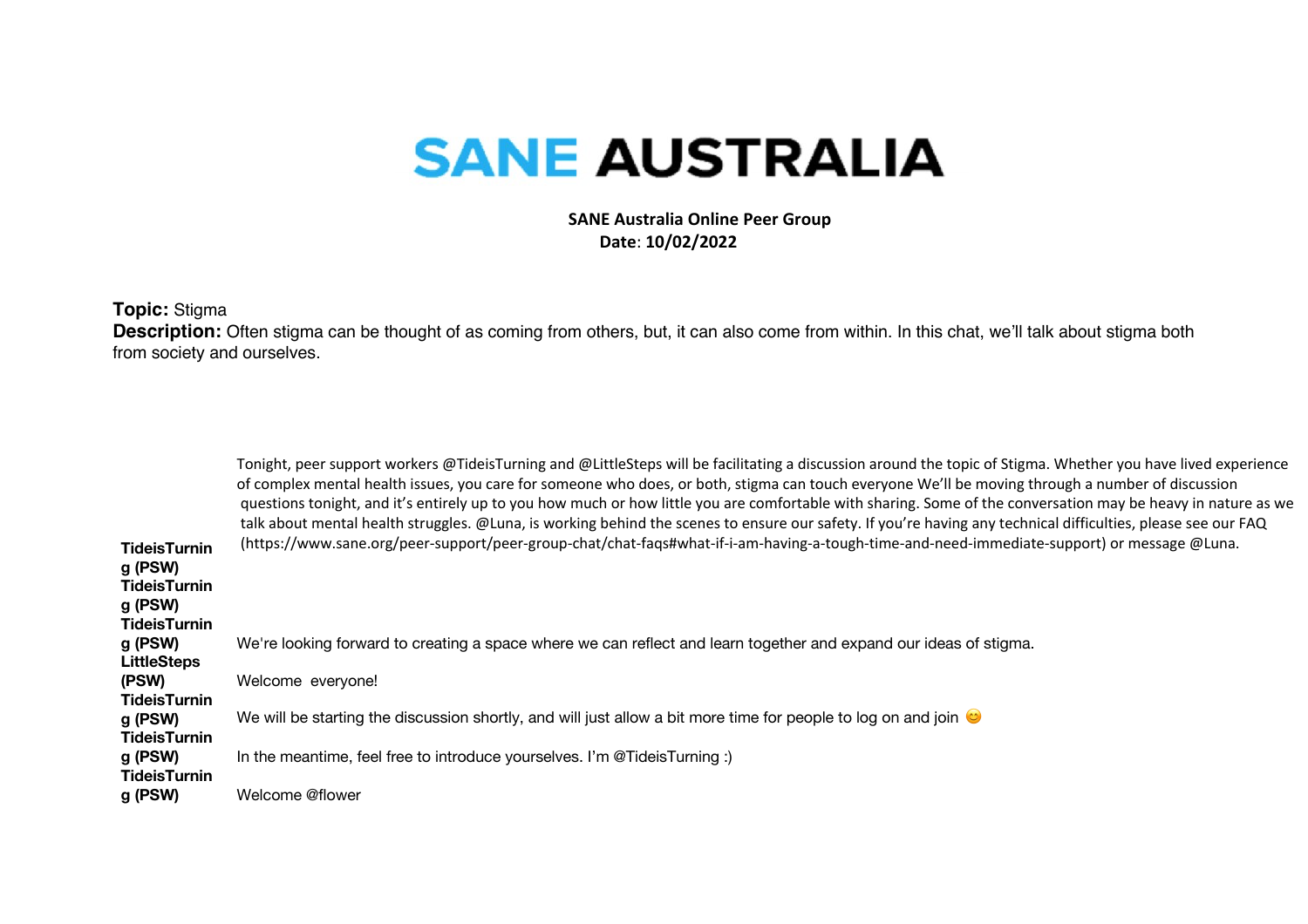# SANE AUSTRALIA

**SANE Australia Online Peer Group**
**Date: 10/02/2022**

**Topic:** Stigma
**Description:** Often stigma can be thought of as coming from others, but, it can also come from within. In this chat, we'll talk about stigma both from society and ourselves.

| | |
|---|---|
| **TideisTurning (PSW)** | Tonight, peer support workers @TideisTurning and @LittleSteps will be facilitating a discussion around the topic of Stigma. Whether you have lived experience of complex mental health issues, you care for someone who does, or both, stigma can touch everyone We'll be moving through a number of discussion questions tonight, and it's entirely up to you how much or how little you are comfortable with sharing. Some of the conversation may be heavy in nature as we talk about mental health struggles. @Luna, is working behind the scenes to ensure our safety. If you're having any technical difficulties, please see our FAQ (https://www.sane.org/peer-support/peer-group-chat/chat-faqs#what-if-i-am-having-a-tough-time-and-need-immediate-support) or message @Luna. |
| **TideisTurning (PSW)** | We're looking forward to creating a space where we can reflect and learn together and expand our ideas of stigma. |
| **TideisTurning (PSW)** | Welcome everyone! |
| **LittleSteps (PSW)** | We will be starting the discussion shortly, and will just allow a bit more time for people to log on and join 😊 |
| **TideisTurning (PSW)** | In the meantime, feel free to introduce yourselves. I'm @TideisTurning :) |
| **TideisTurning (PSW)** | Welcome @flower |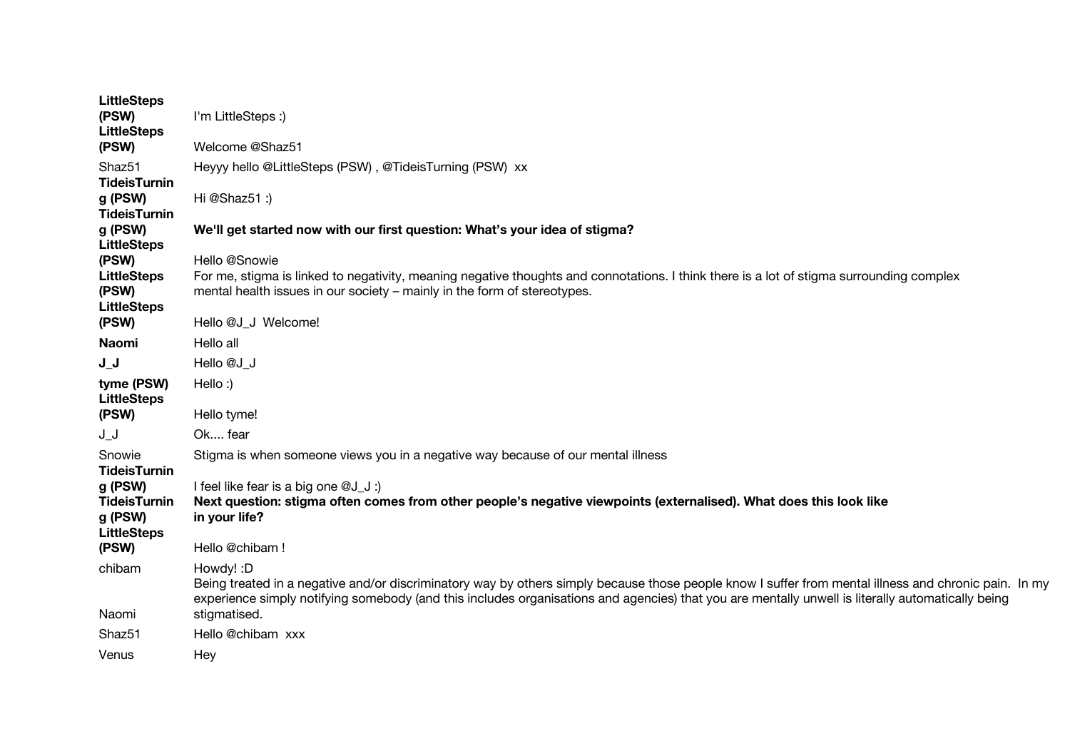| | |
|---|---|
| **LittleSteps (PSW)** | I'm LittleSteps :) |
| **LittleSteps (PSW)** | Welcome @Shaz51 |
| Shaz51 | Heyyy hello @LittleSteps (PSW) , @TideisTurning (PSW) xx |
| **TideisTurning (PSW)** | Hi @Shaz51 :) |
| **TideisTurning (PSW)** | **We'll get started now with our first question: What's your idea of stigma?** |
| **LittleSteps (PSW)** | Hello @Snowie |
| **LittleSteps (PSW)** | For me, stigma is linked to negativity, meaning negative thoughts and connotations. I think there is a lot of stigma surrounding complex mental health issues in our society – mainly in the form of stereotypes. |
| **LittleSteps (PSW)** | Hello @J_J Welcome! |
| **Naomi** | Hello all |
| **J_J** | Hello @J_J |
| **tyme (PSW)** | Hello :) |
| **LittleSteps (PSW)** | Hello tyme! |
| J_J | Ok.... fear |
| Snowie | Stigma is when someone views you in a negative way because of our mental illness |
| **TideisTurning (PSW)** | I feel like fear is a big one @J_J :) |
| **TideisTurning (PSW)** | **Next question: stigma often comes from other people's negative viewpoints (externalised). What does this look like in your life?** |
| **LittleSteps (PSW)** | Hello @chibam ! |
| chibam | Howdy! :D |
| Naomi | Being treated in a negative and/or discriminatory way by others simply because those people know I suffer from mental illness and chronic pain. In my experience simply notifying somebody (and this includes organisations and agencies) that you are mentally unwell is literally automatically being stigmatised. |
| Shaz51 | Hello @chibam xxx |
| Venus | Hey |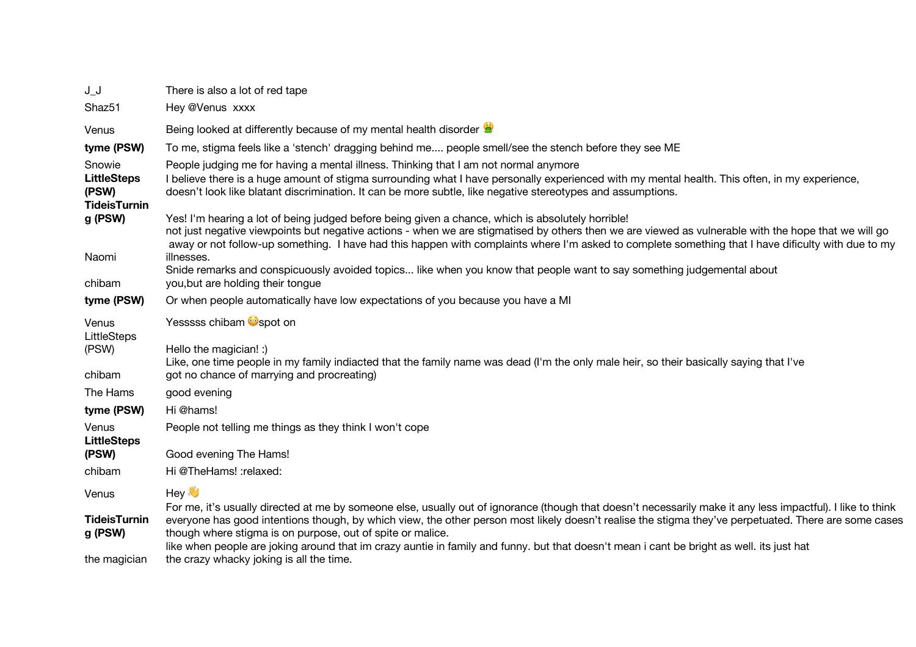| | |
|---|---|
| J_J | There is also a lot of red tape |
| Shaz51 | Hey @Venus  xxxx |
| Venus | Being looked at differently because of my mental health disorder 🤮 |
| **tyme (PSW)** | To me, stigma feels like a 'stench' dragging behind me.... people smell/see the stench before they see ME |
| Snowie | People judging me for having a mental illness. Thinking that I am not normal anymore |
| **LittleSteps (PSW)** | I believe there is a huge amount of stigma surrounding what I have personally experienced with my mental health. This often, in my experience, doesn't look like blatant discrimination. It can be more subtle, like negative stereotypes and assumptions. |
| **TideisTurning (PSW)** | Yes! I'm hearing a lot of being judged before being given a chance, which is absolutely horrible! |
| Naomi | not just negative viewpoints but negative actions - when we are stigmatised by others then we are viewed as vulnerable with the hope that we will go away or not follow-up something.  I have had this happen with complaints where I'm asked to complete something that I have dificulty with due to my illnesses. |
| chibam | Snide remarks and conspicuously avoided topics... like when you know that people want to say something judgemental about you,but are holding their tongue |
| **tyme (PSW)** | Or when people automatically have low expectations of you because you have a MI |
| Venus | Yesssss chibam 😳spot on |
| LittleSteps (PSW) | Hello the magician! :) |
| chibam | Like, one time people in my family indiacted that the family name was dead (I'm the only male heir, so their basically saying that I've got no chance of marrying and procreating) |
| The Hams | good evening |
| **tyme (PSW)** | Hi @hams! |
| Venus | People not telling me things as they think I won't cope |
| **LittleSteps (PSW)** | Good evening The Hams! |
| chibam | Hi @TheHams! :relaxed: |
| Venus | Hey 👋 |
| **TideisTurning (PSW)** | For me, it's usually directed at me by someone else, usually out of ignorance (though that doesn't necessarily make it any less impactful). I like to think everyone has good intentions though, by which view, the other person most likely doesn't realise the stigma they've perpetuated. There are some cases though where stigma is on purpose, out of spite or malice. |
| the magician | like when people are joking around that im crazy auntie in family and funny. but that doesn't mean i cant be bright as well. its just hat the crazy whacky joking is all the time. |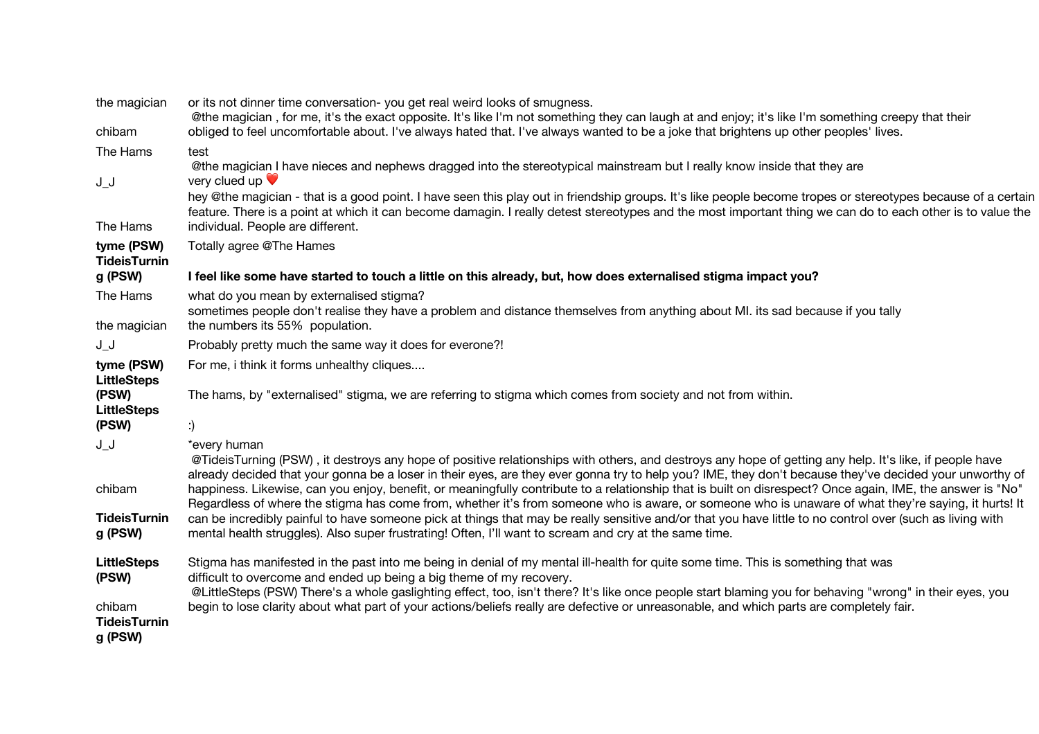| | |
|---|---|
| the magician | or its not dinner time conversation- you get real weird looks of smugness. |
| chibam | @the magician , for me, it's the exact opposite. It's like I'm not something they can laugh at and enjoy; it's like I'm something creepy that their obliged to feel uncomfortable about. I've always hated that. I've always wanted to be a joke that brightens up other peoples' lives. |
| The Hams | test |
| J_J | @the magician I have nieces and nephews dragged into the stereotypical mainstream but I really know inside that they are very clued up ❤️ |
| The Hams | hey @the magician - that is a good point. I have seen this play out in friendship groups. It's like people become tropes or stereotypes because of a certain feature. There is a point at which it can become damagin. I really detest stereotypes and the most important thing we can do to each other is to value the individual. People are different. |
| **tyme (PSW)** | Totally agree @The Hames |
| **TideisTurning (PSW)** | **I feel like some have started to touch a little on this already, but, how does externalised stigma impact you?** |
| The Hams | what do you mean by externalised stigma? |
| the magician | sometimes people don't realise they have a problem and distance themselves from anything about MI. its sad because if you tally the numbers its 55% population. |
| J_J | Probably pretty much the same way it does for everone?! |
| **tyme (PSW)** | For me, i think it forms unhealthy cliques.... |
| **LittleSteps (PSW)** | The hams, by "externalised" stigma, we are referring to stigma which comes from society and not from within. |
| **LittleSteps (PSW)** | :) |
| J_J | *every human |
| chibam | @TideisTurning (PSW) , it destroys any hope of positive relationships with others, and destroys any hope of getting any help. It's like, if people have already decided that your gonna be a loser in their eyes, are they ever gonna try to help you? IME, they don't because they've decided your unworthy of happiness. Likewise, can you enjoy, benefit, or meaningfully contribute to a relationship that is built on disrespect? Once again, IME, the answer is "No" |
| **TideisTurning (PSW)** | Regardless of where the stigma has come from, whether it's from someone who is aware, or someone who is unaware of what they're saying, it hurts! It can be incredibly painful to have someone pick at things that may be really sensitive and/or that you have little to no control over (such as living with mental health struggles). Also super frustrating! Often, I'll want to scream and cry at the same time. |
| **LittleSteps (PSW)** | Stigma has manifested in the past into me being in denial of my mental ill-health for quite some time. This is something that was difficult to overcome and ended up being a big theme of my recovery. |
| chibam | @LittleSteps (PSW) There's a whole gaslighting effect, too, isn't there? It's like once people start blaming you for behaving "wrong" in their eyes, you begin to lose clarity about what part of your actions/beliefs really are defective or unreasonable, and which parts are completely fair. |
| **TideisTurning (PSW)** | |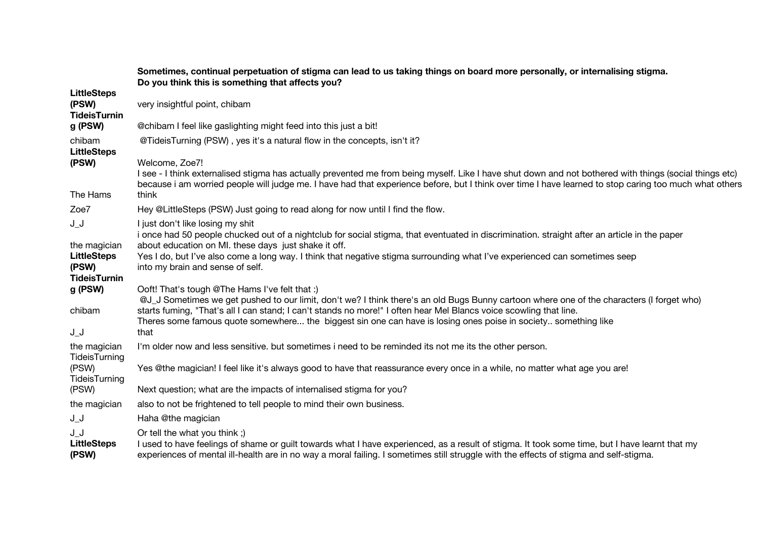**Sometimes, continual perpetuation of stigma can lead to us taking things on board more personally, or internalising stigma. Do you think this is something that affects you?**

| Speaker | Message |
| --- | --- |
| **LittleSteps (PSW)** | very insightful point, chibam |
| **TideisTurning (PSW)** | @chibam I feel like gaslighting might feed into this just a bit! |
| chibam | @TideisTurning (PSW) , yes it's a natural flow in the concepts, isn't it? |
| **LittleSteps (PSW)** | Welcome, Zoe7! |
| The Hams | I see - I think externalised stigma has actually prevented me from being myself. Like I have shut down and not bothered with things (social things etc) because i am worried people will judge me. I have had that experience before, but I think over time I have learned to stop caring too much what others think |
| Zoe7 | Hey @LittleSteps (PSW) Just going to read along for now until I find the flow. |
| J_J | I just don't like losing my shit |
| the magician | i once had 50 people chucked out of a nightclub for social stigma, that eventuated in discrimination. straight after an article in the paper about education on MI. these days just shake it off. |
| **LittleSteps (PSW)** | Yes I do, but I've also come a long way. I think that negative stigma surrounding what I've experienced can sometimes seep into my brain and sense of self. |
| **TideisTurning (PSW)** | Ooft! That's tough @The Hams I've felt that :) |
| chibam | @J_J Sometimes we get pushed to our limit, don't we? I think there's an old Bugs Bunny cartoon where one of the characters (I forget who) starts fuming, "That's all I can stand; I can't stands no more!" I often hear Mel Blancs voice scowling that line. |
| J_J | Theres some famous quote somewhere... the biggest sin one can have is losing ones poise in society.. something like that |
| the magician | I'm older now and less sensitive. but sometimes i need to be reminded its not me its the other person. |
| TideisTurning (PSW) | Yes @the magician! I feel like it's always good to have that reassurance every once in a while, no matter what age you are! |
| TideisTurning (PSW) | Next question; what are the impacts of internalised stigma for you? |
| the magician | also to not be frightened to tell people to mind their own business. |
| J_J | Haha @the magician |
| J_J | Or tell the what you think ;) |
| **LittleSteps (PSW)** | I used to have feelings of shame or guilt towards what I have experienced, as a result of stigma. It took some time, but I have learnt that my experiences of mental ill-health are in no way a moral failing. I sometimes still struggle with the effects of stigma and self-stigma. |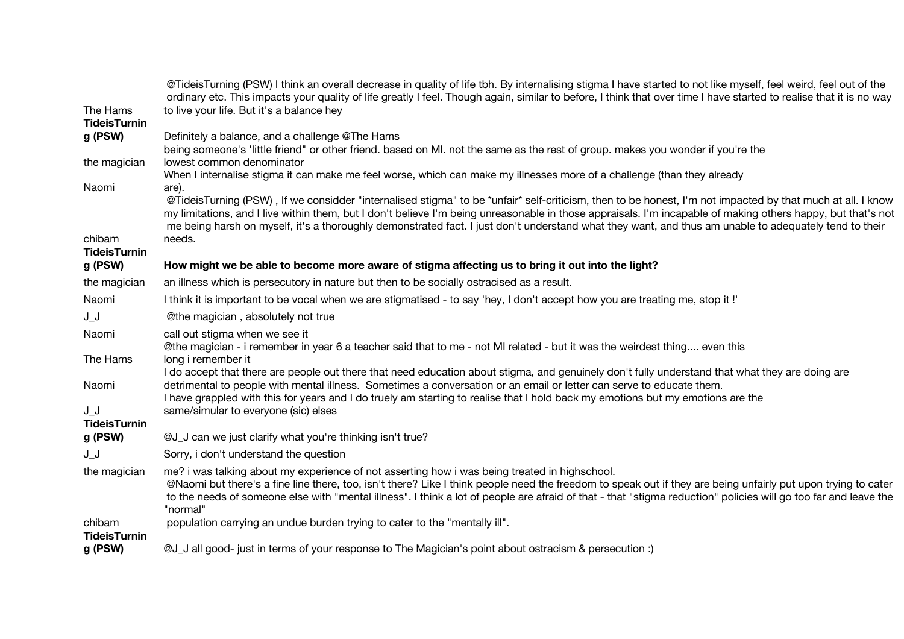| | |
|---|---|
| The Hams | @TideisTurning (PSW) I think an overall decrease in quality of life tbh. By internalising stigma I have started to not like myself, feel weird, feel out of the ordinary etc. This impacts your quality of life greatly I feel. Though again, similar to before, I think that over time I have started to realise that it is no way to live your life. But it's a balance hey |
| **TideisTurning (PSW)** | Definitely a balance, and a challenge @The Hams |
| the magician | being someone's 'little friend" or other friend. based on MI. not the same as the rest of group. makes you wonder if you're the lowest common denominator |
| Naomi | When I internalise stigma it can make me feel worse, which can make my illnesses more of a challenge (than they already are). |
| chibam | @TideisTurning (PSW) , If we considder "internalised stigma" to be *unfair* self-criticism, then to be honest, I'm not impacted by that much at all. I know my limitations, and I live within them, but I don't believe I'm being unreasonable in those appraisals. I'm incapable of making others happy, but that's not me being harsh on myself, it's a thoroughly demonstrated fact. I just don't understand what they want, and thus am unable to adequately tend to their needs. |
| **TideisTurning (PSW)** | **How might we be able to become more aware of stigma affecting us to bring it out into the light?** |
| the magician | an illness which is persecutory in nature but then to be socially ostracised as a result. |
| Naomi | I think it is important to be vocal when we are stigmatised - to say 'hey, I don't accept how you are treating me, stop it !' |
| J_J | @the magician , absolutely not true |
| Naomi | call out stigma when we see it |
| The Hams | @the magician - i remember in year 6 a teacher said that to me - not MI related - but it was the weirdest thing.... even this long i remember it |
| Naomi | I do accept that there are people out there that need education about stigma, and genuinely don't fully understand that what they are doing are detrimental to people with mental illness. Sometimes a conversation or an email or letter can serve to educate them. |
| J_J | I have grappled with this for years and I do truely am starting to realise that I hold back my emotions but my emotions are the same/simular to everyone (sic) elses |
| **TideisTurning (PSW)** | @J_J can we just clarify what you're thinking isn't true? |
| J_J | Sorry, i don't understand the question |
| the magician | me? i was talking about my experience of not asserting how i was being treated in highschool. |
| chibam | @Naomi but there's a fine line there, too, isn't there? Like I think people need the freedom to speak out if they are being unfairly put upon trying to cater to the needs of someone else with "mental illness". I think a lot of people are afraid of that - that "stigma reduction" policies will go too far and leave the "normal" population carrying an undue burden trying to cater to the "mentally ill". |
| **TideisTurning (PSW)** | @J_J all good- just in terms of your response to The Magician's point about ostracism & persecution :) |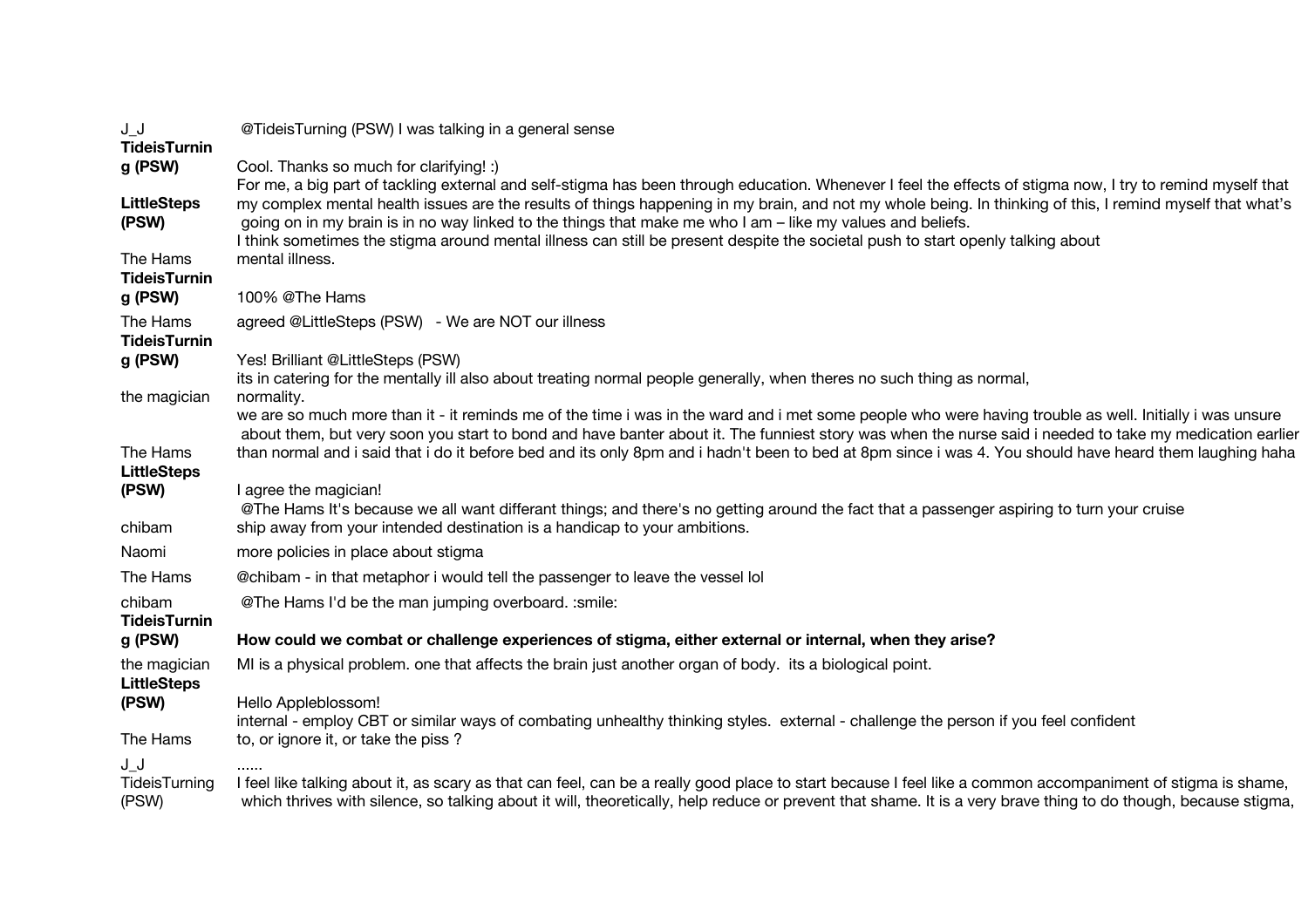J_J &nbsp;&nbsp; @TideisTurning (PSW) I was talking in a general sense

**TideisTurning (PSW)** &nbsp;&nbsp; Cool. Thanks so much for clarifying! :)

**LittleSteps (PSW)** &nbsp;&nbsp; For me, a big part of tackling external and self-stigma has been through education. Whenever I feel the effects of stigma now, I try to remind myself that my complex mental health issues are the results of things happening in my brain, and not my whole being. In thinking of this, I remind myself that what's going on in my brain is in no way linked to the things that make me who I am – like my values and beliefs.

The Hams &nbsp;&nbsp; I think sometimes the stigma around mental illness can still be present despite the societal push to start openly talking about mental illness.

**TideisTurning (PSW)** &nbsp;&nbsp; 100% @The Hams

The Hams &nbsp;&nbsp; agreed @LittleSteps (PSW) - We are NOT our illness

**TideisTurning (PSW)** &nbsp;&nbsp; Yes! Brilliant @LittleSteps (PSW)

the magician &nbsp;&nbsp; its in catering for the mentally ill also about treating normal people generally, when theres no such thing as normal, normality.

The Hams &nbsp;&nbsp; we are so much more than it - it reminds me of the time i was in the ward and i met some people who were having trouble as well. Initially i was unsure about them, but very soon you start to bond and have banter about it. The funniest story was when the nurse said i needed to take my medication earlier than normal and i said that i do it before bed and its only 8pm and i hadn't been to bed at 8pm since i was 4. You should have heard them laughing haha

**LittleSteps (PSW)** &nbsp;&nbsp; I agree the magician!

chibam &nbsp;&nbsp; @The Hams It's because we all want differant things; and there's no getting around the fact that a passenger aspiring to turn your cruise ship away from your intended destination is a handicap to your ambitions.

Naomi &nbsp;&nbsp; more policies in place about stigma

The Hams &nbsp;&nbsp; @chibam - in that metaphor i would tell the passenger to leave the vessel lol

chibam &nbsp;&nbsp; @The Hams I'd be the man jumping overboard. :smile:

**TideisTurning (PSW)** &nbsp;&nbsp; **How could we combat or challenge experiences of stigma, either external or internal, when they arise?**

the magician &nbsp;&nbsp; MI is a physical problem. one that affects the brain just another organ of body. its a biological point.

**LittleSteps (PSW)** &nbsp;&nbsp; Hello Appleblossom!

The Hams &nbsp;&nbsp; internal - employ CBT or similar ways of combating unhealthy thinking styles. external - challenge the person if you feel confident to, or ignore it, or take the piss ?

J_J &nbsp;&nbsp; ......

TideisTurning (PSW) &nbsp;&nbsp; I feel like talking about it, as scary as that can feel, can be a really good place to start because I feel like a common accompaniment of stigma is shame, which thrives with silence, so talking about it will, theoretically, help reduce or prevent that shame. It is a very brave thing to do though, because stigma,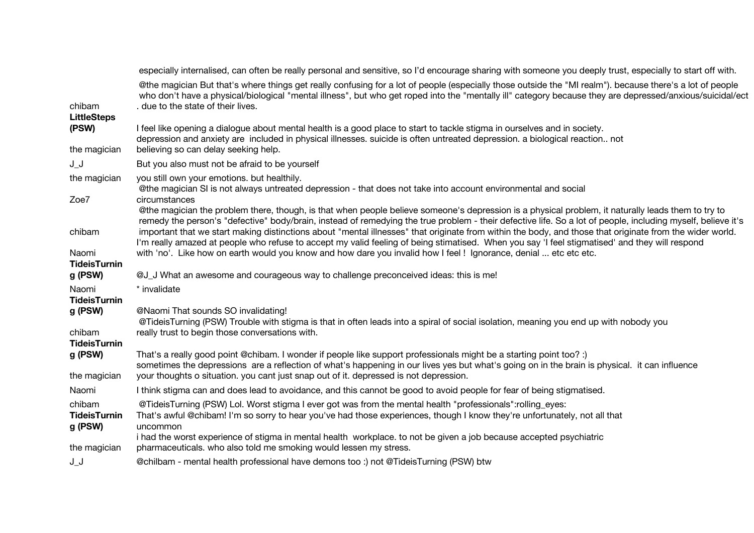| | |
|---|---|
| | especially internalised, can often be really personal and sensitive, so I'd encourage sharing with someone you deeply trust, especially to start off with. |
| chibam | @the magician But that's where things get really confusing for a lot of people (especially those outside the "MI realm"). because there's a lot of people who don't have a physical/biological "mental illness", but who get roped into the "mentally ill" category because they are depressed/anxious/suicidal/ect . due to the state of their lives. |
| **LittleSteps (PSW)** | I feel like opening a dialogue about mental health is a good place to start to tackle stigma in ourselves and in society. |
| the magician | depression and anxiety are included in physical illnesses. suicide is often untreated depression. a biological reaction.. not believing so can delay seeking help. |
| J_J | But you also must not be afraid to be yourself |
| the magician | you still own your emotions. but healthily. |
| Zoe7 | @the magician SI is not always untreated depression - that does not take into account environmental and social circumstances |
| chibam | @the magician the problem there, though, is that when people believe someone's depression is a physical problem, it naturally leads them to try to remedy the person's "defective" body/brain, instead of remedying the true problem - their defective life. So a lot of people, including myself, believe it's important that we start making distinctions about "mental illnesses" that originate from within the body, and those that originate from the wider world. |
| Naomi | I'm really amazed at people who refuse to accept my valid feeling of being stimatised. When you say 'I feel stigmatised' and they will respond with 'no'. Like how on earth would you know and how dare you invalid how I feel ! Ignorance, denial ... etc etc etc. |
| **TideisTurning (PSW)** | @J_J What an awesome and courageous way to challenge preconceived ideas: this is me! |
| Naomi | * invalidate |
| **TideisTurning (PSW)** | @Naomi That sounds SO invalidating! |
| chibam | @TideisTurning (PSW) Trouble with stigma is that in often leads into a spiral of social isolation, meaning you end up with nobody you really trust to begin those conversations with. |
| **TideisTurning (PSW)** | That's a really good point @chibam. I wonder if people like support professionals might be a starting point too? :) |
| the magician | sometimes the depressions are a reflection of what's happening in our lives yes but what's going on in the brain is physical. it can influence your thoughts o situation. you cant just snap out of it. depressed is not depression. |
| Naomi | I think stigma can and does lead to avoidance, and this cannot be good to avoid people for fear of being stigmatised. |
| chibam | @TideisTurning (PSW) Lol. Worst stigma I ever got was from the mental health "professionals":rolling_eyes: |
| **TideisTurning (PSW)** | That's awful @chibam! I'm so sorry to hear you've had those experiences, though I know they're unfortunately, not all that uncommon |
| the magician | i had the worst experience of stigma in mental health workplace. to not be given a job because accepted psychiatric pharmaceuticals. who also told me smoking would lessen my stress. |
| J_J | @chilbam - mental health professional have demons too :) not @TideisTurning (PSW) btw |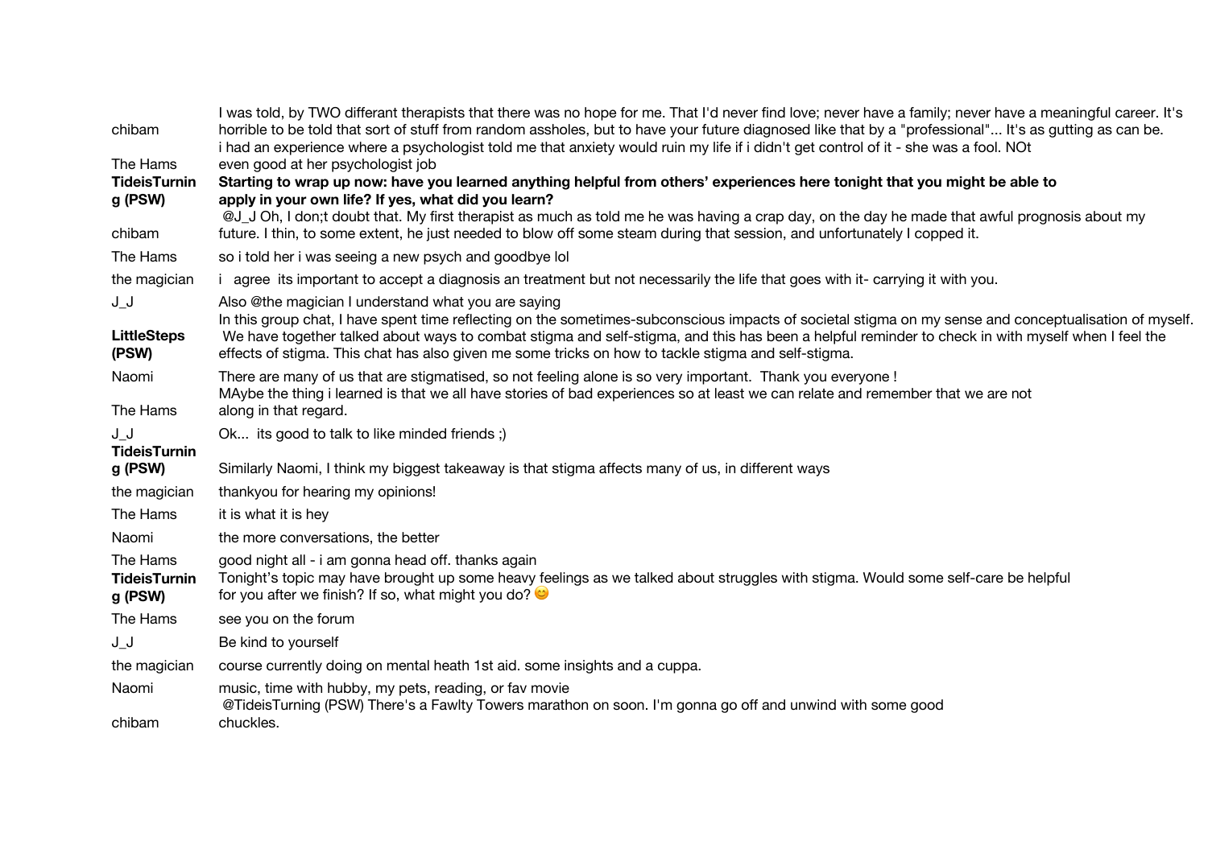| | |
|---|---|
| chibam | I was told, by TWO differant therapists that there was no hope for me. That I'd never find love; never have a family; never have a meaningful career. It's horrible to be told that sort of stuff from random assholes, but to have your future diagnosed like that by a "professional"... It's as gutting as can be. |
| The Hams | i had an experience where a psychologist told me that anxiety would ruin my life if i didn't get control of it - she was a fool. NOt even good at her psychologist job |
| **TideisTurning (PSW)** | **Starting to wrap up now: have you learned anything helpful from others' experiences here tonight that you might be able to apply in your own life? If yes, what did you learn?** |
| chibam | @J_J Oh, I don;t doubt that. My first therapist as much as told me he was having a crap day, on the day he made that awful prognosis about my future. I thin, to some extent, he just needed to blow off some steam during that session, and unfortunately I copped it. |
| The Hams | so i told her i was seeing a new psych and goodbye lol |
| the magician | i agree its important to accept a diagnosis an treatment but not necessarily the life that goes with it- carrying it with you. |
| J_J | Also @the magician I understand what you are saying |
| **LittleSteps (PSW)** | In this group chat, I have spent time reflecting on the sometimes-subconscious impacts of societal stigma on my sense and conceptualisation of myself. We have together talked about ways to combat stigma and self-stigma, and this has been a helpful reminder to check in with myself when I feel the effects of stigma. This chat has also given me some tricks on how to tackle stigma and self-stigma. |
| Naomi | There are many of us that are stigmatised, so not feeling alone is so very important. Thank you everyone ! |
| The Hams | MAybe the thing i learned is that we all have stories of bad experiences so at least we can relate and remember that we are not along in that regard. |
| J_J | Ok... its good to talk to like minded friends ;) |
| **TideisTurning (PSW)** | Similarly Naomi, I think my biggest takeaway is that stigma affects many of us, in different ways |
| the magician | thankyou for hearing my opinions! |
| The Hams | it is what it is hey |
| Naomi | the more conversations, the better |
| The Hams | good night all - i am gonna head off. thanks again |
| **TideisTurning (PSW)** | Tonight's topic may have brought up some heavy feelings as we talked about struggles with stigma. Would some self-care be helpful for you after we finish? If so, what might you do? 😊 |
| The Hams | see you on the forum |
| J_J | Be kind to yourself |
| the magician | course currently doing on mental heath 1st aid. some insights and a cuppa. |
| Naomi | music, time with hubby, my pets, reading, or fav movie |
| chibam | @TideisTurning (PSW) There's a Fawlty Towers marathon on soon. I'm gonna go off and unwind with some good chuckles. |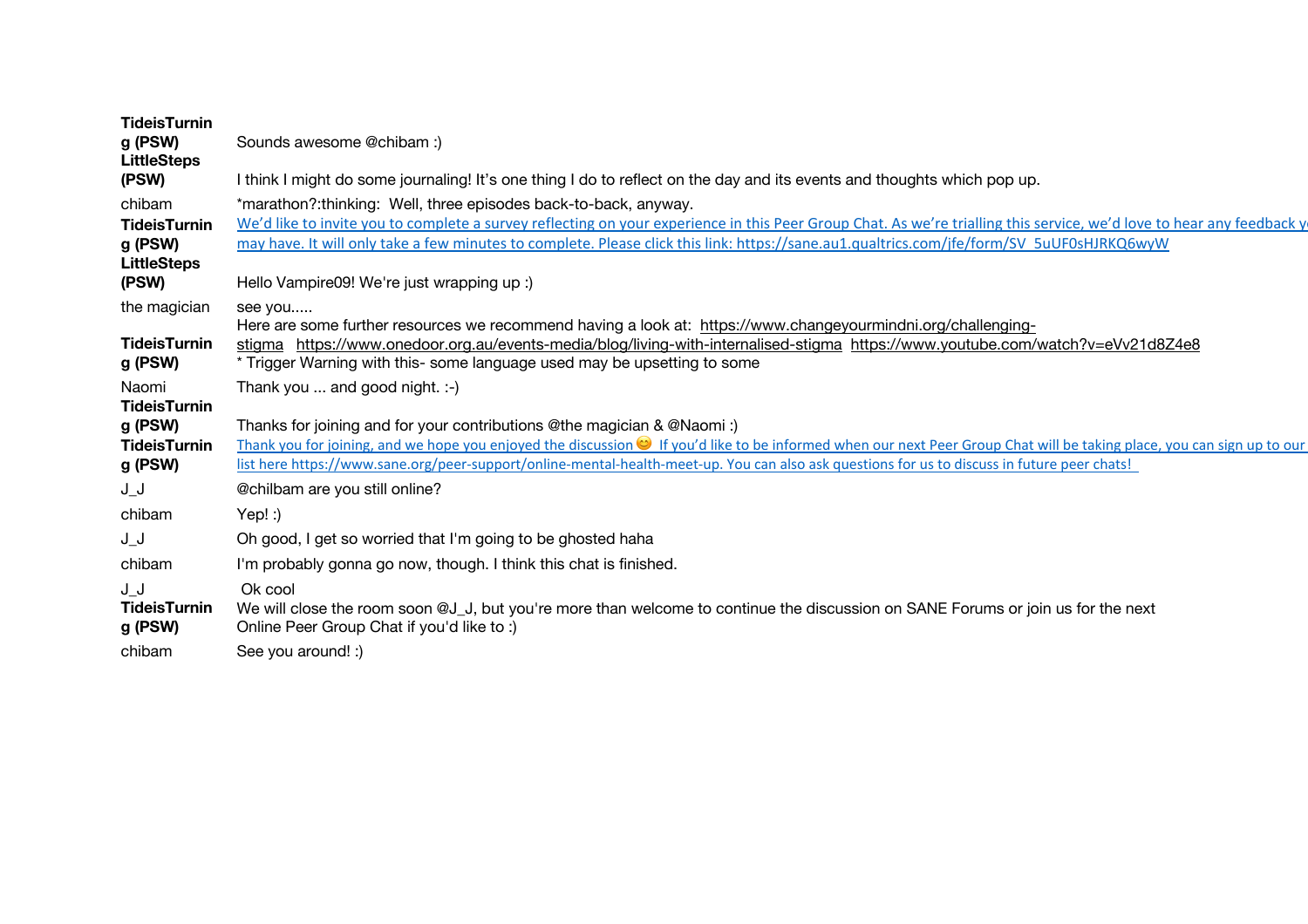| | |
|---|---|
| **TideisTurning (PSW)** | Sounds awesome @chibam :) |
| **LittleSteps (PSW)** | I think I might do some journaling! It's one thing I do to reflect on the day and its events and thoughts which pop up. |
| chibam | *marathon?:thinking:  Well, three episodes back-to-back, anyway. |
| **TideisTurning (PSW)** | We'd like to invite you to complete a survey reflecting on your experience in this Peer Group Chat. As we're trialling this service, we'd love to hear any feedback y may have. It will only take a few minutes to complete. Please click this link: https://sane.au1.qualtrics.com/jfe/form/SV_5uUF0sHJRKQ6wyW |
| **LittleSteps (PSW)** | Hello Vampire09! We're just wrapping up :) |
| the magician | see you..... |
| **TideisTurning (PSW)** | Here are some further resources we recommend having a look at: https://www.changeyourmindni.org/challenging-stigma https://www.onedoor.org.au/events-media/blog/living-with-internalised-stigma https://www.youtube.com/watch?v=eVv21d8Z4e8 * Trigger Warning with this- some language used may be upsetting to some |
| Naomi | Thank you ... and good night. :-) |
| **TideisTurning (PSW)** | Thanks for joining and for your contributions @the magician & @Naomi :) |
| **TideisTurning (PSW)** | Thank you for joining, and we hope you enjoyed the discussion 😊 If you'd like to be informed when our next Peer Group Chat will be taking place, you can sign up to our list here https://www.sane.org/peer-support/online-mental-health-meet-up. You can also ask questions for us to discuss in future peer chats! |
| J_J | @chilbam are you still online? |
| chibam | Yep! :) |
| J_J | Oh good, I get so worried that I'm going to be ghosted haha |
| chibam | I'm probably gonna go now, though. I think this chat is finished. |
| J_J | Ok cool |
| **TideisTurning (PSW)** | We will close the room soon @J_J, but you're more than welcome to continue the discussion on SANE Forums or join us for the next Online Peer Group Chat if you'd like to :) |
| chibam | See you around! :) |